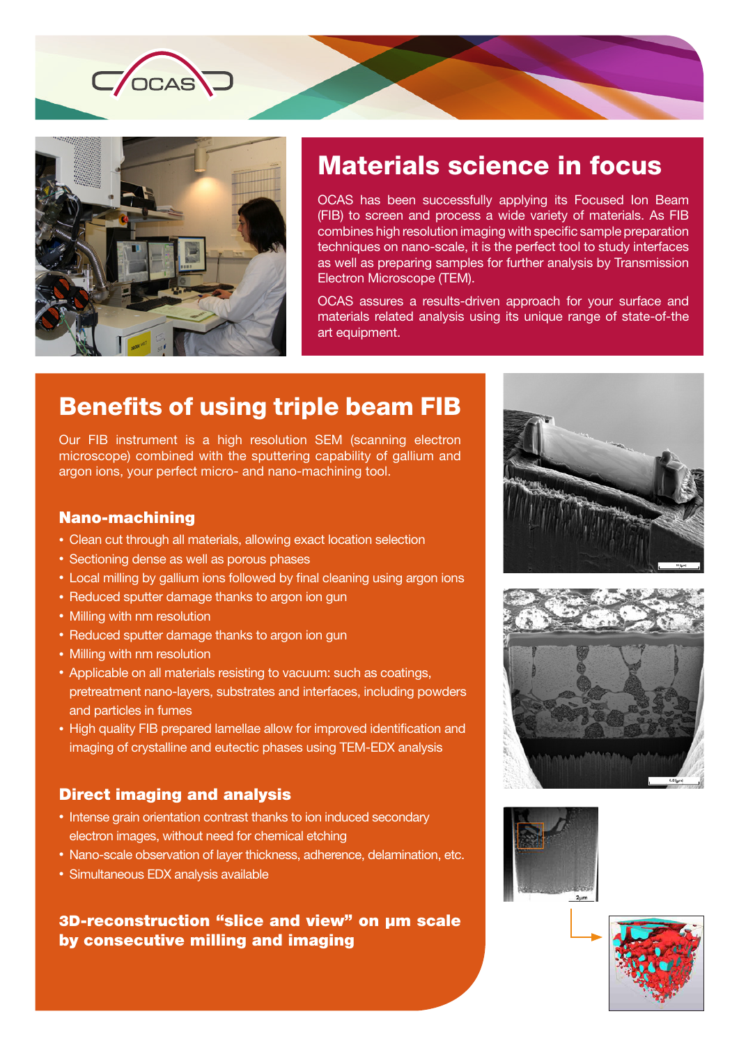# Materials science in focus

OCAS has been successfully applying its Focused Ion Beam (FIB) to screen and process a wide variety of materials. As FIB combines high resolution imaging with specific sample preparation techniques on nano-scale, it is the perfect tool to study interfaces as well as preparing samples for further analysis by Transmission Electron Microscope (TEM).

OCAS assures a results-driven approach for your surface and materials related analysis using its unique range of state-of-the art equipment.

## Benefits of using triple beam FIB

Our FIB instrument is a high resolution SEM (scanning electron microscope) combined with the sputtering capability of gallium and argon ions, your perfect micro- and nano-machining tool.

### Nano-machining

- Clean cut through all materials, allowing exact location selection
- Sectioning dense as well as porous phases
- Local milling by gallium ions followed by final cleaning using argon ions
- Reduced sputter damage thanks to argon ion gun
- Milling with nm resolution
- Reduced sputter damage thanks to argon ion gun
- Milling with nm resolution
- Applicable on all materials resisting to vacuum: such as coatings, pretreatment nano-layers, substrates and interfaces, including powders and particles in fumes
- High quality FIB prepared lamellae allow for improved identification and imaging of crystalline and eutectic phases using TEM-EDX analysis

### Direct imaging and analysis

- Intense grain orientation contrast thanks to ion induced secondary electron images, without need for chemical etching
- Nano-scale observation of layer thickness, adherence, delamination, etc.
- Simultaneous EDX analysis available

### 3D-reconstruction "slice and view" on µm scale by consecutive milling and imaging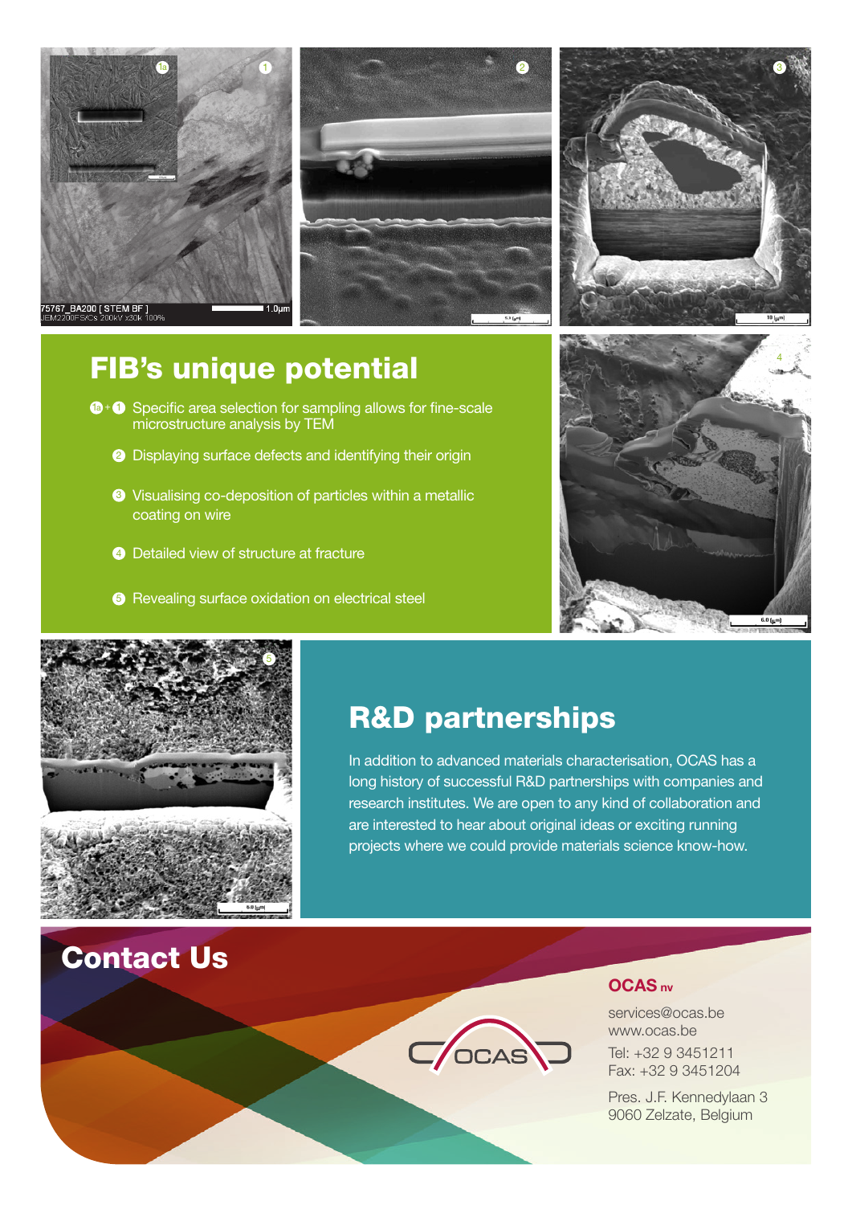## FIB's unique potential

- 1a + 1 Specific area selection for sampling allows for fine-scale microstructure analysis by TEM
- 2 Displaying surface defects and identifying their origin
- 3 Visualising co-deposition of particles within a metallic coating on wire
- 4 Detailed view of structure at fracture
- 5 Revealing surface oxidation on electrical steel

## R&D partnerships

In addition to advanced materials characterisation, OCAS has a long history of successful R&D partnerships with companies and research institutes. We are open to any kind of collaboration and are interested to hear about original ideas or exciting running projects where we could provide materials science know-how.

## Contact Us

**OCAS nv**

services@ocas.be
www.ocas.be

Tel: +32 9 3451211
Fax: +32 9 3451204

Pres. J.F. Kennedylaan 3
9060 Zelzate, Belgium